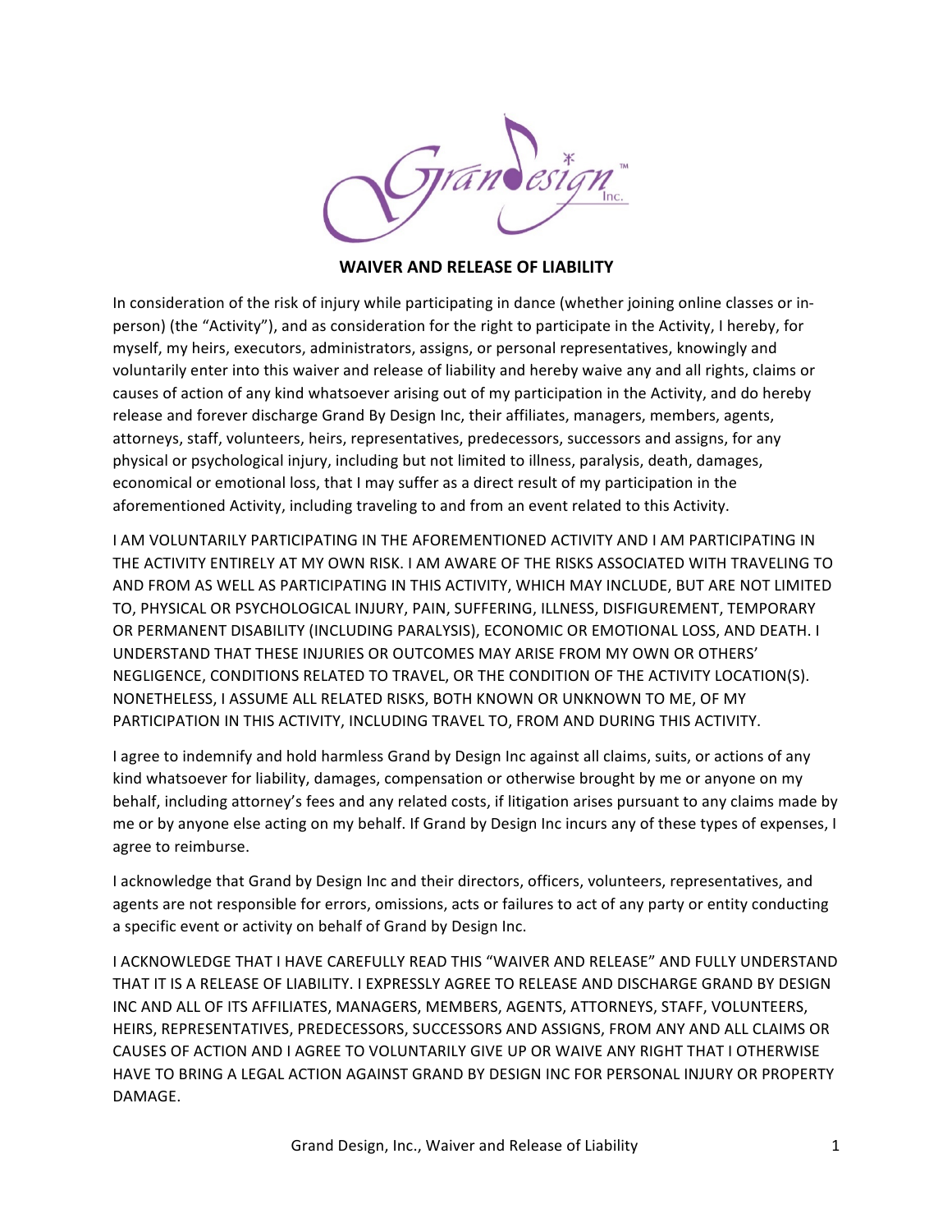## WAIVER AND RELEASE OF LIABILITY

In consideration of the risk of injury while participating in dance (whether joining online classes or in-person) (the "Activity"), and as consideration for the right to participate in the Activity, I hereby, for myself, my heirs, executors, administrators, assigns, or personal representatives, knowingly and voluntarily enter into this waiver and release of liability and hereby waive any and all rights, claims or causes of action of any kind whatsoever arising out of my participation in the Activity, and do hereby release and forever discharge Grand By Design Inc, their affiliates, managers, members, agents, attorneys, staff, volunteers, heirs, representatives, predecessors, successors and assigns, for any physical or psychological injury, including but not limited to illness, paralysis, death, damages, economical or emotional loss, that I may suffer as a direct result of my participation in the aforementioned Activity, including traveling to and from an event related to this Activity.

I AM VOLUNTARILY PARTICIPATING IN THE AFOREMENTIONED ACTIVITY AND I AM PARTICIPATING IN THE ACTIVITY ENTIRELY AT MY OWN RISK. I AM AWARE OF THE RISKS ASSOCIATED WITH TRAVELING TO AND FROM AS WELL AS PARTICIPATING IN THIS ACTIVITY, WHICH MAY INCLUDE, BUT ARE NOT LIMITED TO, PHYSICAL OR PSYCHOLOGICAL INJURY, PAIN, SUFFERING, ILLNESS, DISFIGUREMENT, TEMPORARY OR PERMANENT DISABILITY (INCLUDING PARALYSIS), ECONOMIC OR EMOTIONAL LOSS, AND DEATH. I UNDERSTAND THAT THESE INJURIES OR OUTCOMES MAY ARISE FROM MY OWN OR OTHERS' NEGLIGENCE, CONDITIONS RELATED TO TRAVEL, OR THE CONDITION OF THE ACTIVITY LOCATION(S). NONETHELESS, I ASSUME ALL RELATED RISKS, BOTH KNOWN OR UNKNOWN TO ME, OF MY PARTICIPATION IN THIS ACTIVITY, INCLUDING TRAVEL TO, FROM AND DURING THIS ACTIVITY.

I agree to indemnify and hold harmless Grand by Design Inc against all claims, suits, or actions of any kind whatsoever for liability, damages, compensation or otherwise brought by me or anyone on my behalf, including attorney's fees and any related costs, if litigation arises pursuant to any claims made by me or by anyone else acting on my behalf. If Grand by Design Inc incurs any of these types of expenses, I agree to reimburse.

I acknowledge that Grand by Design Inc and their directors, officers, volunteers, representatives, and agents are not responsible for errors, omissions, acts or failures to act of any party or entity conducting a specific event or activity on behalf of Grand by Design Inc.

I ACKNOWLEDGE THAT I HAVE CAREFULLY READ THIS "WAIVER AND RELEASE" AND FULLY UNDERSTAND THAT IT IS A RELEASE OF LIABILITY. I EXPRESSLY AGREE TO RELEASE AND DISCHARGE GRAND BY DESIGN INC AND ALL OF ITS AFFILIATES, MANAGERS, MEMBERS, AGENTS, ATTORNEYS, STAFF, VOLUNTEERS, HEIRS, REPRESENTATIVES, PREDECESSORS, SUCCESSORS AND ASSIGNS, FROM ANY AND ALL CLAIMS OR CAUSES OF ACTION AND I AGREE TO VOLUNTARILY GIVE UP OR WAIVE ANY RIGHT THAT I OTHERWISE HAVE TO BRING A LEGAL ACTION AGAINST GRAND BY DESIGN INC FOR PERSONAL INJURY OR PROPERTY DAMAGE.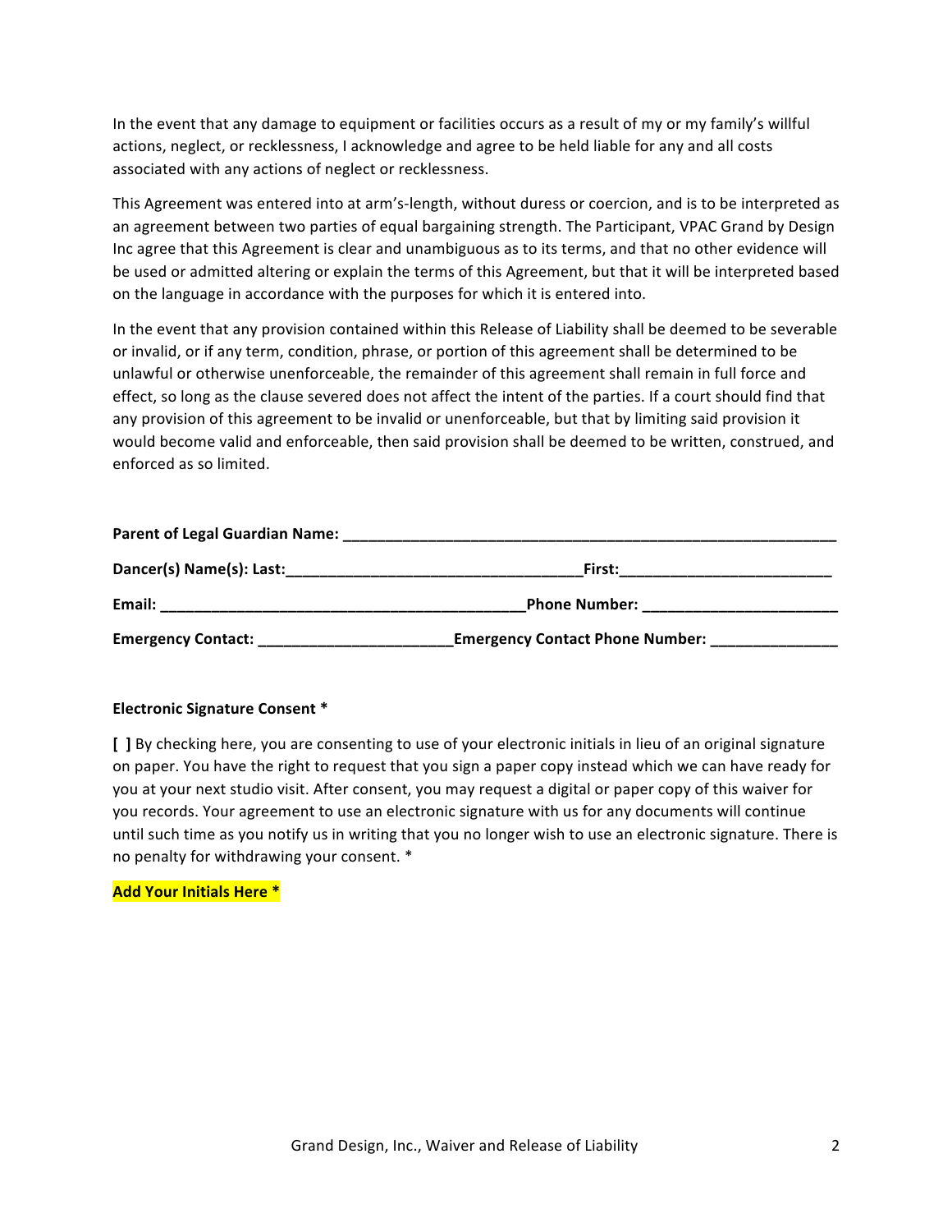In the event that any damage to equipment or facilities occurs as a result of my or my family's willful actions, neglect, or recklessness, I acknowledge and agree to be held liable for any and all costs associated with any actions of neglect or recklessness.

This Agreement was entered into at arm's-length, without duress or coercion, and is to be interpreted as an agreement between two parties of equal bargaining strength. The Participant, VPAC Grand by Design Inc agree that this Agreement is clear and unambiguous as to its terms, and that no other evidence will be used or admitted altering or explain the terms of this Agreement, but that it will be interpreted based on the language in accordance with the purposes for which it is entered into.

In the event that any provision contained within this Release of Liability shall be deemed to be severable or invalid, or if any term, condition, phrase, or portion of this agreement shall be determined to be unlawful or otherwise unenforceable, the remainder of this agreement shall remain in full force and effect, so long as the clause severed does not affect the intent of the parties. If a court should find that any provision of this agreement to be invalid or unenforceable, but that by limiting said provision it would become valid and enforceable, then said provision shall be deemed to be written, construed, and enforced as so limited.

**Parent of Legal Guardian Name: ____________________________________________________________**

**Dancer(s) Name(s): Last:___________________________________First:_________________________**

**Email: ___________________________________________Phone Number: _______________________**

**Emergency Contact: _______________________Emergency Contact Phone Number: _______________**

**Electronic Signature Consent ***

**[ ]** By checking here, you are consenting to use of your electronic initials in lieu of an original signature on paper. You have the right to request that you sign a paper copy instead which we can have ready for you at your next studio visit. After consent, you may request a digital or paper copy of this waiver for you records. Your agreement to use an electronic signature with us for any documents will continue until such time as you notify us in writing that you no longer wish to use an electronic signature. There is no penalty for withdrawing your consent. *

**Add Your Initials Here ***